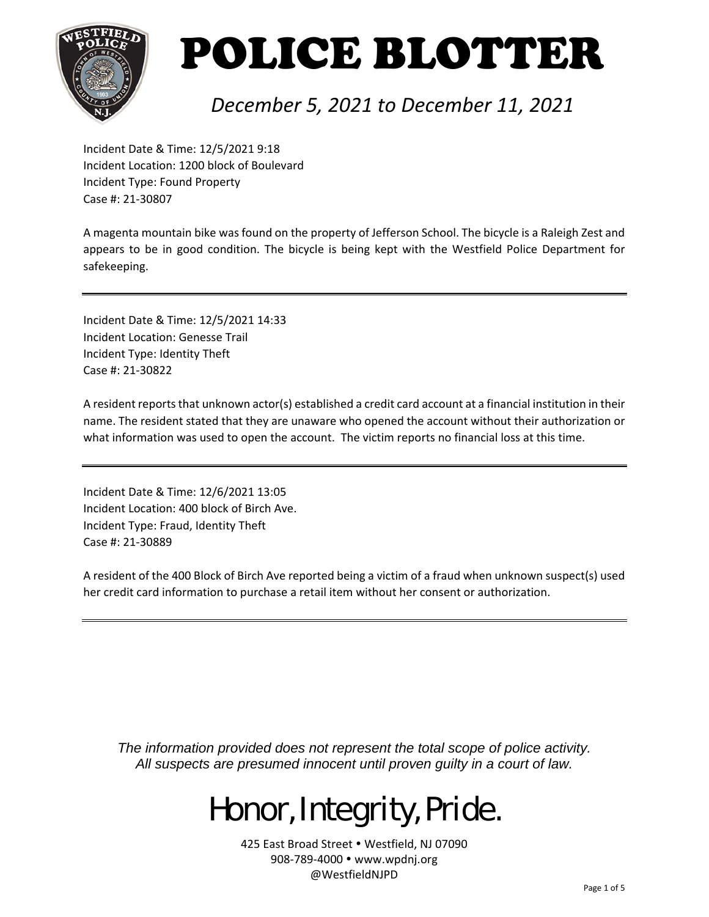# POLICE BLOTTER

*December 5, 2021 to December 11, 2021*

Incident Date & Time: 12/5/2021 9:18
Incident Location: 1200 block of Boulevard
Incident Type: Found Property
Case #: 21-30807

A magenta mountain bike was found on the property of Jefferson School. The bicycle is a Raleigh Zest and appears to be in good condition. The bicycle is being kept with the Westfield Police Department for safekeeping.

---

Incident Date & Time: 12/5/2021 14:33
Incident Location: Genesse Trail
Incident Type: Identity Theft
Case #: 21-30822

A resident reports that unknown actor(s) established a credit card account at a financial institution in their name. The resident stated that they are unaware who opened the account without their authorization or what information was used to open the account. The victim reports no financial loss at this time.

---

Incident Date & Time: 12/6/2021 13:05
Incident Location: 400 block of Birch Ave.
Incident Type: Fraud, Identity Theft
Case #: 21-30889

A resident of the 400 Block of Birch Ave reported being a victim of a fraud when unknown suspect(s) used her credit card information to purchase a retail item without her consent or authorization.

---

*The information provided does not represent the total scope of police activity.*
*All suspects are presumed innocent until proven guilty in a court of law.*

Honor, Integrity, Pride.

425 East Broad Street • Westfield, NJ 07090
908-789-4000 • www.wpdnj.org
@WestfieldNJPD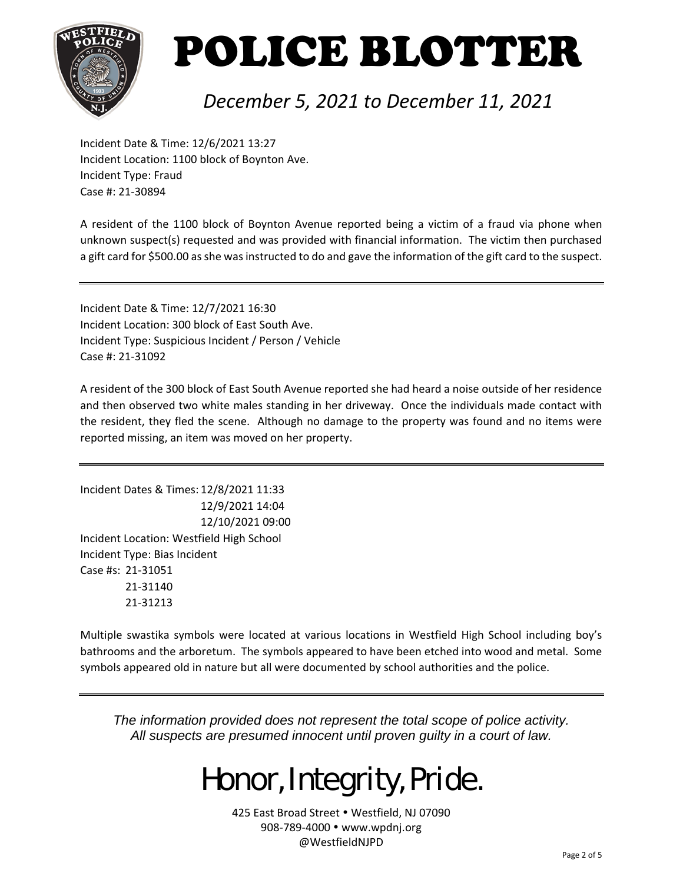# POLICE BLOTTER

*December 5, 2021 to December 11, 2021*

Incident Date & Time: 12/6/2021 13:27
Incident Location: 1100 block of Boynton Ave.
Incident Type: Fraud
Case #: 21-30894

A resident of the 1100 block of Boynton Avenue reported being a victim of a fraud via phone when unknown suspect(s) requested and was provided with financial information. The victim then purchased a gift card for $500.00 as she was instructed to do and gave the information of the gift card to the suspect.

---

Incident Date & Time: 12/7/2021 16:30
Incident Location: 300 block of East South Ave.
Incident Type: Suspicious Incident / Person / Vehicle
Case #: 21-31092

A resident of the 300 block of East South Avenue reported she had heard a noise outside of her residence and then observed two white males standing in her driveway. Once the individuals made contact with the resident, they fled the scene. Although no damage to the property was found and no items were reported missing, an item was moved on her property.

---

Incident Dates & Times: 12/8/2021 11:33
12/9/2021 14:04
12/10/2021 09:00
Incident Location: Westfield High School
Incident Type: Bias Incident
Case #s: 21-31051
21-31140
21-31213

Multiple swastika symbols were located at various locations in Westfield High School including boy's bathrooms and the arboretum. The symbols appeared to have been etched into wood and metal. Some symbols appeared old in nature but all were documented by school authorities and the police.

---

*The information provided does not represent the total scope of police activity.*
*All suspects are presumed innocent until proven guilty in a court of law.*

Honor, Integrity, Pride.

425 East Broad Street • Westfield, NJ 07090
908-789-4000 • www.wpdnj.org
@WestfieldNJPD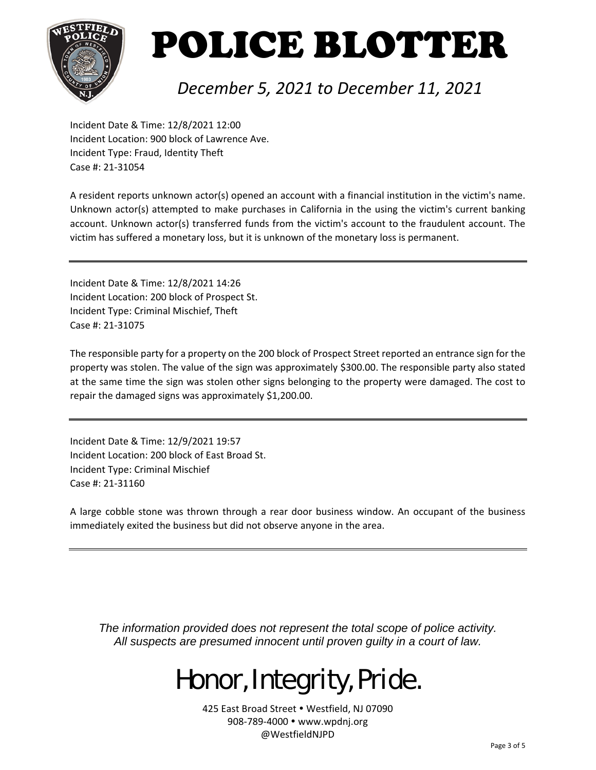# POLICE BLOTTER

*December 5, 2021 to December 11, 2021*

Incident Date & Time: 12/8/2021 12:00
Incident Location: 900 block of Lawrence Ave.
Incident Type: Fraud, Identity Theft
Case #: 21-31054

A resident reports unknown actor(s) opened an account with a financial institution in the victim's name. Unknown actor(s) attempted to make purchases in California in the using the victim's current banking account. Unknown actor(s) transferred funds from the victim's account to the fraudulent account. The victim has suffered a monetary loss, but it is unknown of the monetary loss is permanent.

---

Incident Date & Time: 12/8/2021 14:26
Incident Location: 200 block of Prospect St.
Incident Type: Criminal Mischief, Theft
Case #: 21-31075

The responsible party for a property on the 200 block of Prospect Street reported an entrance sign for the property was stolen. The value of the sign was approximately $300.00. The responsible party also stated at the same time the sign was stolen other signs belonging to the property were damaged. The cost to repair the damaged signs was approximately $1,200.00.

---

Incident Date & Time: 12/9/2021 19:57
Incident Location: 200 block of East Broad St.
Incident Type: Criminal Mischief
Case #: 21-31160

A large cobble stone was thrown through a rear door business window. An occupant of the business immediately exited the business but did not observe anyone in the area.

---

*The information provided does not represent the total scope of police activity.*
*All suspects are presumed innocent until proven guilty in a court of law.*

Honor, Integrity, Pride.

425 East Broad Street • Westfield, NJ 07090
908-789-4000 • www.wpdnj.org
@WestfieldNJPD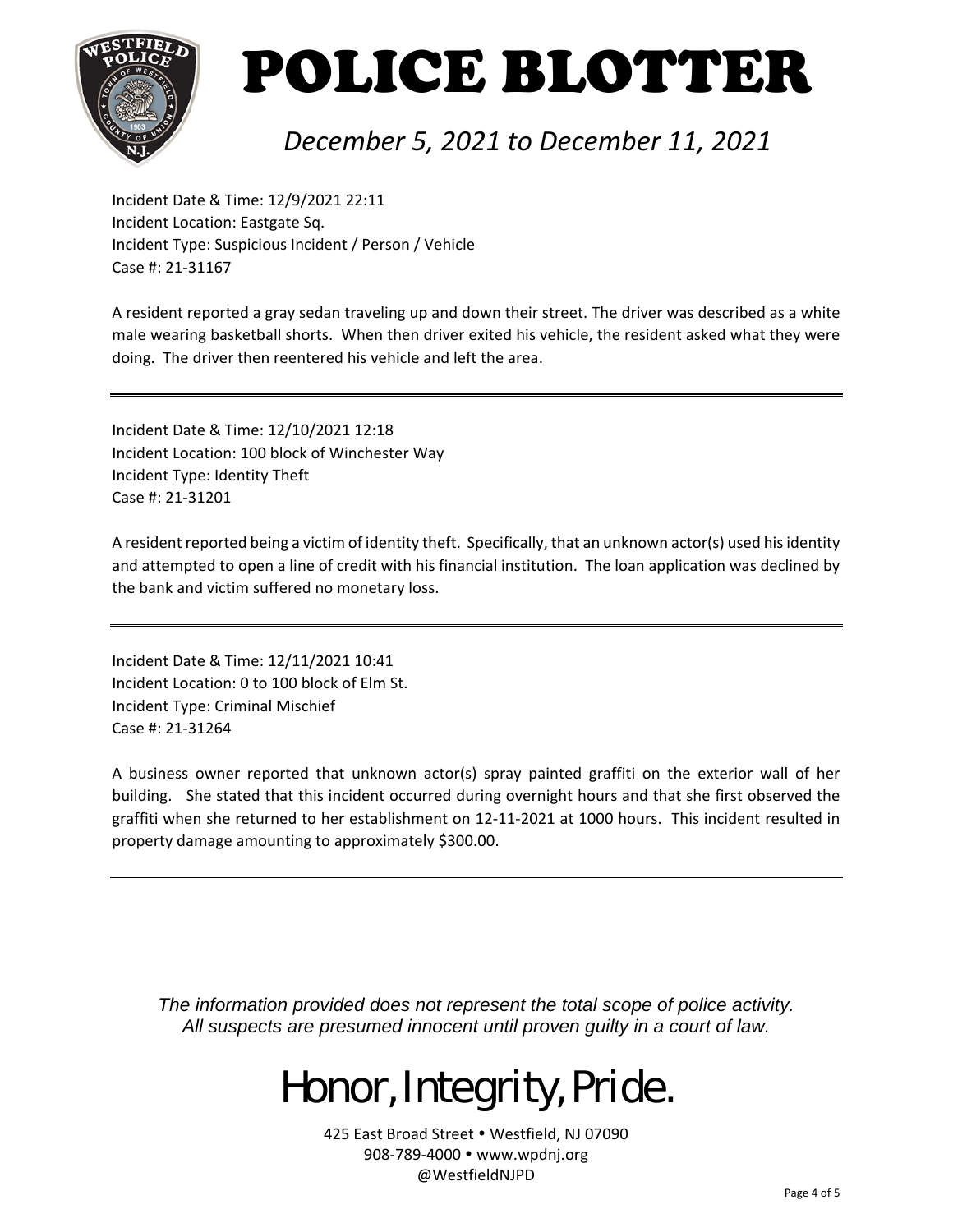# POLICE BLOTTER

*December 5, 2021 to December 11, 2021*

Incident Date & Time: 12/9/2021 22:11
Incident Location: Eastgate Sq.
Incident Type: Suspicious Incident / Person / Vehicle
Case #: 21-31167

A resident reported a gray sedan traveling up and down their street. The driver was described as a white male wearing basketball shorts. When then driver exited his vehicle, the resident asked what they were doing. The driver then reentered his vehicle and left the area.

---

Incident Date & Time: 12/10/2021 12:18
Incident Location: 100 block of Winchester Way
Incident Type: Identity Theft
Case #: 21-31201

A resident reported being a victim of identity theft. Specifically, that an unknown actor(s) used his identity and attempted to open a line of credit with his financial institution. The loan application was declined by the bank and victim suffered no monetary loss.

---

Incident Date & Time: 12/11/2021 10:41
Incident Location: 0 to 100 block of Elm St.
Incident Type: Criminal Mischief
Case #: 21-31264

A business owner reported that unknown actor(s) spray painted graffiti on the exterior wall of her building. She stated that this incident occurred during overnight hours and that she first observed the graffiti when she returned to her establishment on 12-11-2021 at 1000 hours. This incident resulted in property damage amounting to approximately $300.00.

---

*The information provided does not represent the total scope of police activity.*
*All suspects are presumed innocent until proven guilty in a court of law.*

Honor, Integrity, Pride.

425 East Broad Street • Westfield, NJ 07090
908-789-4000 • www.wpdnj.org
@WestfieldNJPD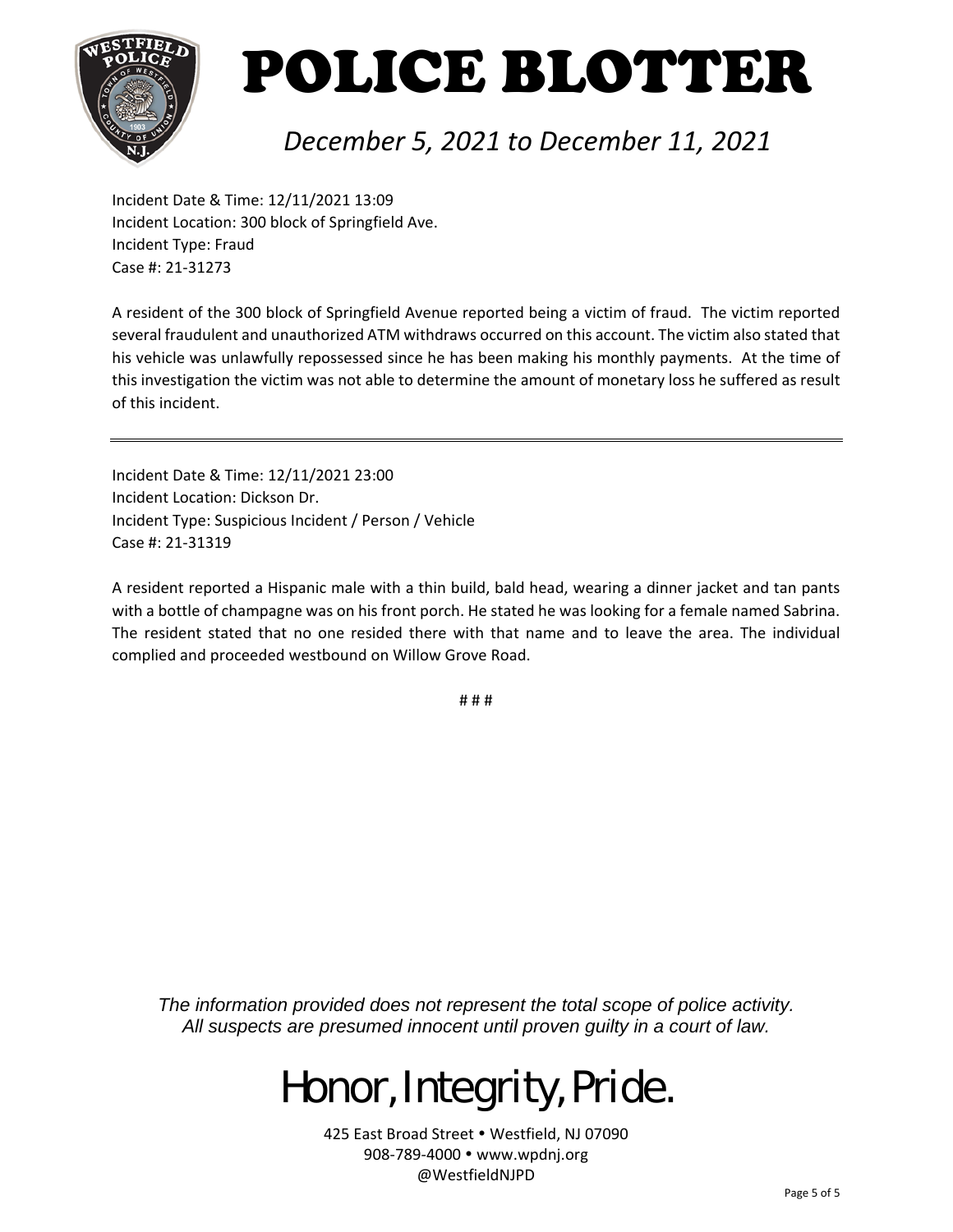# POLICE BLOTTER

*December 5, 2021 to December 11, 2021*

Incident Date & Time: 12/11/2021 13:09
Incident Location: 300 block of Springfield Ave.
Incident Type: Fraud
Case #: 21-31273

A resident of the 300 block of Springfield Avenue reported being a victim of fraud. The victim reported several fraudulent and unauthorized ATM withdraws occurred on this account. The victim also stated that his vehicle was unlawfully repossessed since he has been making his monthly payments. At the time of this investigation the victim was not able to determine the amount of monetary loss he suffered as result of this incident.

---

Incident Date & Time: 12/11/2021 23:00
Incident Location: Dickson Dr.
Incident Type: Suspicious Incident / Person / Vehicle
Case #: 21-31319

A resident reported a Hispanic male with a thin build, bald head, wearing a dinner jacket and tan pants with a bottle of champagne was on his front porch. He stated he was looking for a female named Sabrina. The resident stated that no one resided there with that name and to leave the area. The individual complied and proceeded westbound on Willow Grove Road.

# # #

*The information provided does not represent the total scope of police activity. All suspects are presumed innocent until proven guilty in a court of law.*

Honor, Integrity, Pride.

425 East Broad Street • Westfield, NJ 07090
908-789-4000 • www.wpdnj.org
@WestfieldNJPD